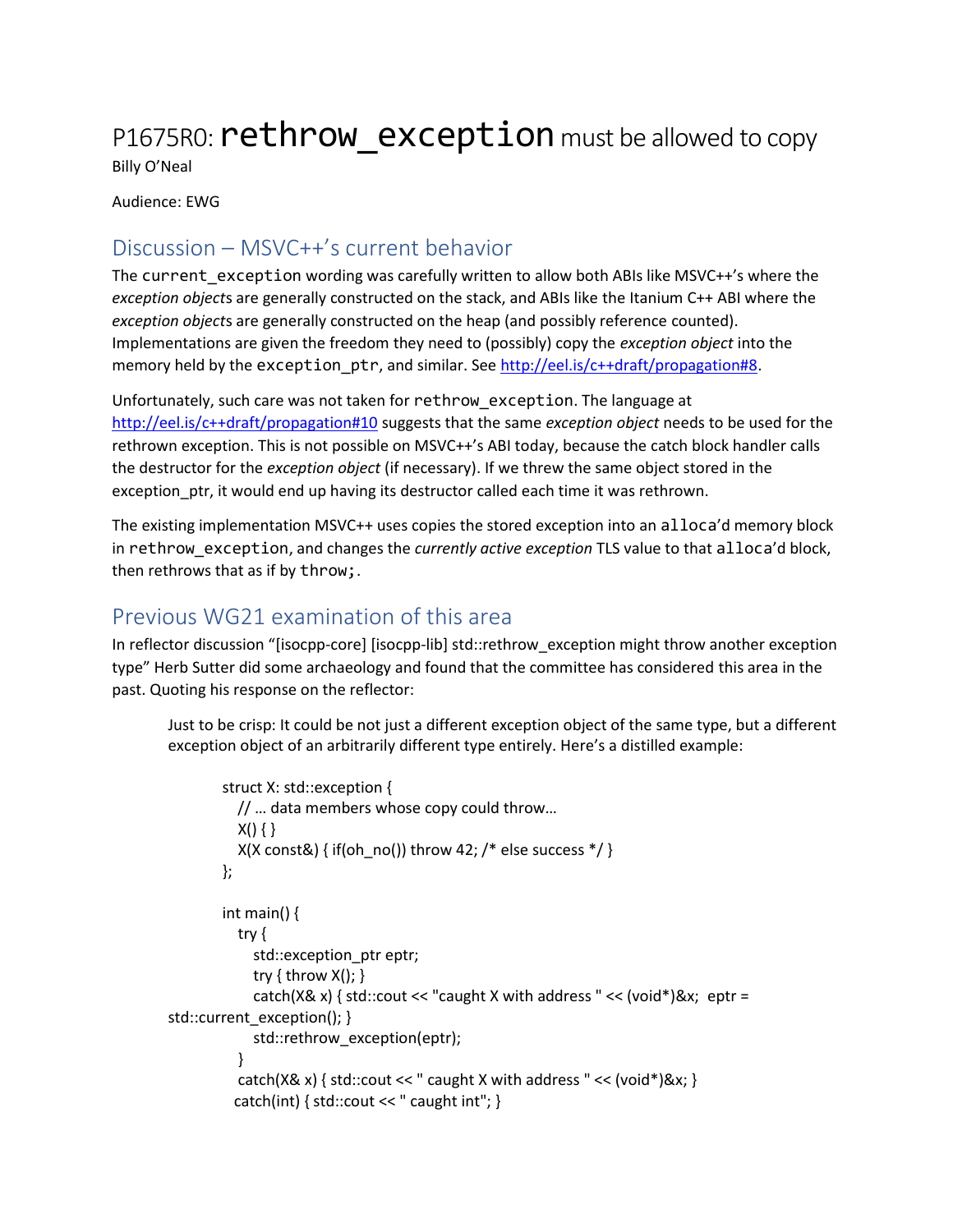# P1675R0: `rethrow_exception` must be allowed to copy

Billy O'Neal

Audience: EWG

## Discussion – MSVC++'s current behavior

The `current_exception` wording was carefully written to allow both ABIs like MSVC++'s where the *exception objects* are generally constructed on the stack, and ABIs like the Itanium C++ ABI where the *exception objects* are generally constructed on the heap (and possibly reference counted). Implementations are given the freedom they need to (possibly) copy the *exception object* into the memory held by the `exception_ptr`, and similar. See http://eel.is/c++draft/propagation#8.

Unfortunately, such care was not taken for `rethrow_exception`. The language at http://eel.is/c++draft/propagation#10 suggests that the same *exception object* needs to be used for the rethrown exception. This is not possible on MSVC++'s ABI today, because the catch block handler calls the destructor for the *exception object* (if necessary). If we threw the same object stored in the exception_ptr, it would end up having its destructor called each time it was rethrown.

The existing implementation MSVC++ uses copies the stored exception into an `alloca`'d memory block in `rethrow_exception`, and changes the *currently active exception* TLS value to that `alloca`'d block, then rethrows that as if by `throw;`.

## Previous WG21 examination of this area

In reflector discussion "[isocpp-core] [isocpp-lib] std::rethrow_exception might throw another exception type" Herb Sutter did some archaeology and found that the committee has considered this area in the past. Quoting his response on the reflector:

> Just to be crisp: It could be not just a different exception object of the same type, but a different exception object of an arbitrarily different type entirely. Here's a distilled example:
>
> ```
> struct X: std::exception {
>   // … data members whose copy could throw…
>   X() { }
>   X(X const&) { if(oh_no()) throw 42; /* else success */ }
> };
>
> int main() {
>   try {
>     std::exception_ptr eptr;
>     try { throw X(); }
>     catch(X& x) { std::cout << "caught X with address " << (void*)&x;  eptr = std::current_exception(); }
>     std::rethrow_exception(eptr);
>   }
>   catch(X& x) { std::cout << " caught X with address " << (void*)&x; }
>   catch(int) { std::cout << " caught int"; }
> ```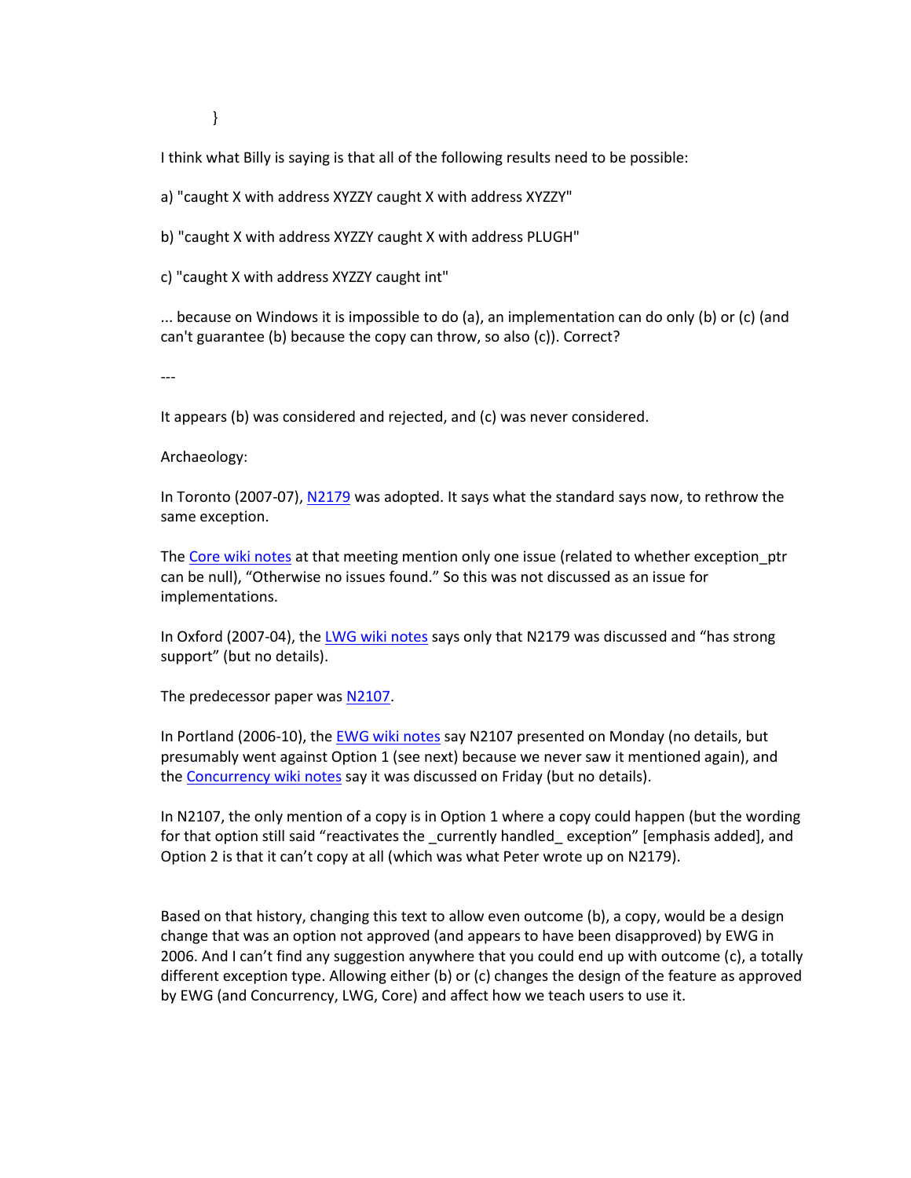```
}
```

I think what Billy is saying is that all of the following results need to be possible:

a) "caught X with address XYZZY caught X with address XYZZY"

b) "caught X with address XYZZY caught X with address PLUGH"

c) "caught X with address XYZZY caught int"

... because on Windows it is impossible to do (a), an implementation can do only (b) or (c) (and can't guarantee (b) because the copy can throw, so also (c)). Correct?

---

It appears (b) was considered and rejected, and (c) was never considered.

Archaeology:

In Toronto (2007-07), N2179 was adopted. It says what the standard says now, to rethrow the same exception.

The Core wiki notes at that meeting mention only one issue (related to whether exception_ptr can be null), "Otherwise no issues found." So this was not discussed as an issue for implementations.

In Oxford (2007-04), the LWG wiki notes says only that N2179 was discussed and "has strong support" (but no details).

The predecessor paper was N2107.

In Portland (2006-10), the EWG wiki notes say N2107 presented on Monday (no details, but presumably went against Option 1 (see next) because we never saw it mentioned again), and the Concurrency wiki notes say it was discussed on Friday (but no details).

In N2107, the only mention of a copy is in Option 1 where a copy could happen (but the wording for that option still said "reactivates the _currently handled_ exception" [emphasis added], and Option 2 is that it can't copy at all (which was what Peter wrote up on N2179).

Based on that history, changing this text to allow even outcome (b), a copy, would be a design change that was an option not approved (and appears to have been disapproved) by EWG in 2006. And I can't find any suggestion anywhere that you could end up with outcome (c), a totally different exception type. Allowing either (b) or (c) changes the design of the feature as approved by EWG (and Concurrency, LWG, Core) and affect how we teach users to use it.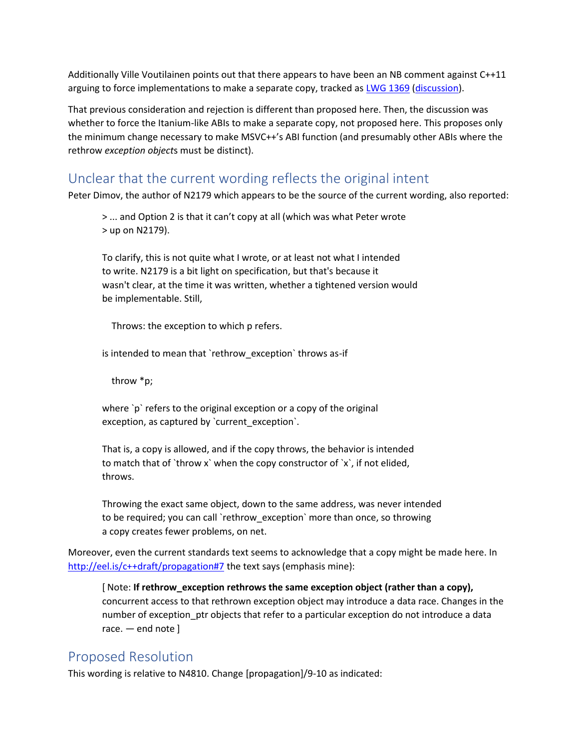Additionally Ville Voutilainen points out that there appears to have been an NB comment against C++11 arguing to force implementations to make a separate copy, tracked as [LWG 1369](#) ([discussion](#)).

That previous consideration and rejection is different than proposed here. Then, the discussion was whether to force the Itanium-like ABIs to make a separate copy, not proposed here. This proposes only the minimum change necessary to make MSVC++'s ABI function (and presumably other ABIs where the rethrow *exception object*s must be distinct).

## Unclear that the current wording reflects the original intent

Peter Dimov, the author of N2179 which appears to be the source of the current wording, also reported:

> > ... and Option 2 is that it can't copy at all (which was what Peter wrote
> > up on N2179).
>
> To clarify, this is not quite what I wrote, or at least not what I intended to write. N2179 is a bit light on specification, but that's because it wasn't clear, at the time it was written, whether a tightened version would be implementable. Still,
>
> Throws: the exception to which p refers.
>
> is intended to mean that `rethrow_exception` throws as-if
>
> throw *p;
>
> where `p` refers to the original exception or a copy of the original exception, as captured by `current_exception`.
>
> That is, a copy is allowed, and if the copy throws, the behavior is intended to match that of `throw x` when the copy constructor of `x`, if not elided, throws.
>
> Throwing the exact same object, down to the same address, was never intended to be required; you can call `rethrow_exception` more than once, so throwing a copy creates fewer problems, on net.

Moreover, even the current standards text seems to acknowledge that a copy might be made here. In http://eel.is/c++draft/propagation#7 the text says (emphasis mine):

> [ Note: **If rethrow_exception rethrows the same exception object (rather than a copy),** concurrent access to that rethrown exception object may introduce a data race. Changes in the number of exception_ptr objects that refer to a particular exception do not introduce a data race. — end note ]

## Proposed Resolution

This wording is relative to N4810. Change [propagation]/9-10 as indicated: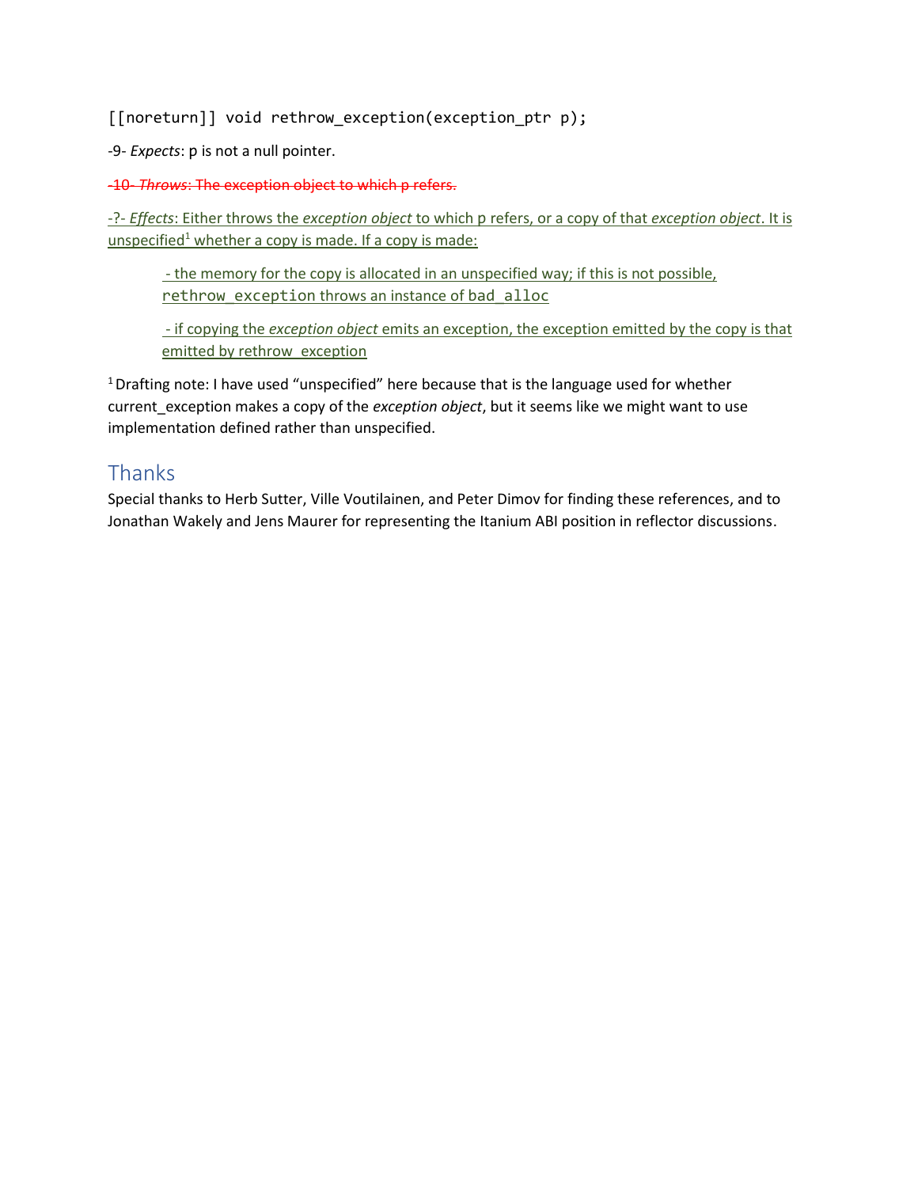```
[[noreturn]] void rethrow_exception(exception_ptr p);
```

-9- *Expects*: p is not a null pointer.

~~-10- *Throws*: The exception object to which p refers.~~

-?- *Effects*: Either throws the *exception object* to which p refers, or a copy of that *exception object*. It is unspecified[1] whether a copy is made. If a copy is made:

- the memory for the copy is allocated in an unspecified way; if this is not possible, `rethrow_exception` throws an instance of `bad_alloc`
- if copying the *exception object* emits an exception, the exception emitted by the copy is that emitted by rethrow_exception

[1] Drafting note: I have used "unspecified" here because that is the language used for whether current_exception makes a copy of the *exception object*, but it seems like we might want to use implementation defined rather than unspecified.

## Thanks

Special thanks to Herb Sutter, Ville Voutilainen, and Peter Dimov for finding these references, and to Jonathan Wakely and Jens Maurer for representing the Itanium ABI position in reflector discussions.